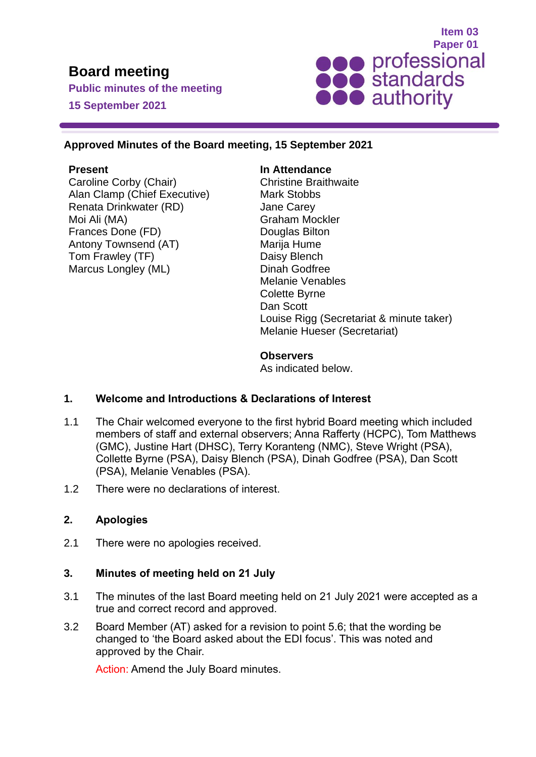Item 03
Paper 01

# Board meeting

**Public minutes of the meeting**

**15 September 2021**

**Approved Minutes of the Board meeting, 15 September 2021**

**Present**
Caroline Corby (Chair)
Alan Clamp (Chief Executive)
Renata Drinkwater (RD)
Moi Ali (MA)
Frances Done (FD)
Antony Townsend (AT)
Tom Frawley (TF)
Marcus Longley (ML)

**In Attendance**
Christine Braithwaite
Mark Stobbs
Jane Carey
Graham Mockler
Douglas Bilton
Marija Hume
Daisy Blench
Dinah Godfree
Melanie Venables
Colette Byrne
Dan Scott
Louise Rigg (Secretariat & minute taker)
Melanie Hueser (Secretariat)

**Observers**
As indicated below.

## 1. Welcome and Introductions & Declarations of Interest

1.1 The Chair welcomed everyone to the first hybrid Board meeting which included members of staff and external observers; Anna Rafferty (HCPC), Tom Matthews (GMC), Justine Hart (DHSC), Terry Koranteng (NMC), Steve Wright (PSA), Collette Byrne (PSA), Daisy Blench (PSA), Dinah Godfree (PSA), Dan Scott (PSA), Melanie Venables (PSA).

1.2 There were no declarations of interest.

## 2. Apologies

2.1 There were no apologies received.

## 3. Minutes of meeting held on 21 July

3.1 The minutes of the last Board meeting held on 21 July 2021 were accepted as a true and correct record and approved.

3.2 Board Member (AT) asked for a revision to point 5.6; that the wording be changed to 'the Board asked about the EDI focus'. This was noted and approved by the Chair.

Action: Amend the July Board minutes.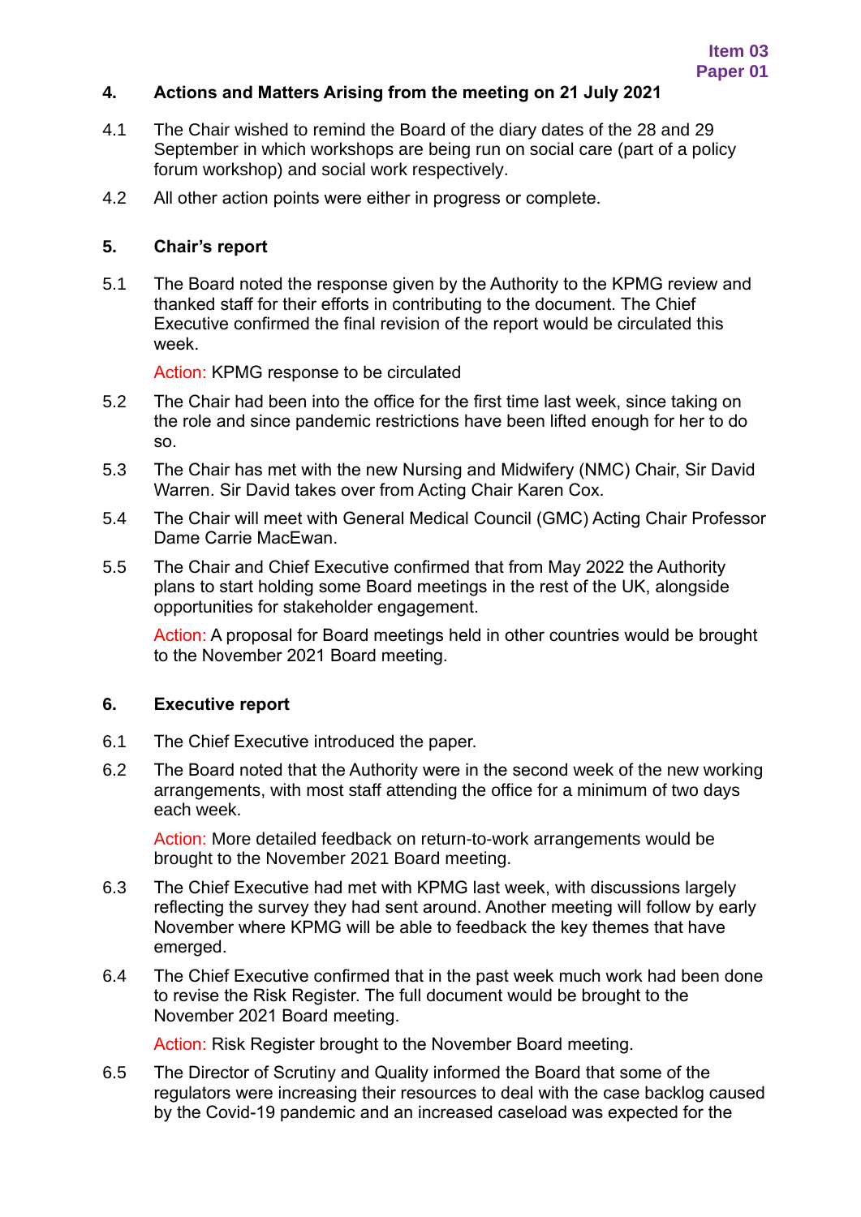## 4. Actions and Matters Arising from the meeting on 21 July 2021

4.1 The Chair wished to remind the Board of the diary dates of the 28 and 29 September in which workshops are being run on social care (part of a policy forum workshop) and social work respectively.

4.2 All other action points were either in progress or complete.

## 5. Chair's report

5.1 The Board noted the response given by the Authority to the KPMG review and thanked staff for their efforts in contributing to the document. The Chief Executive confirmed the final revision of the report would be circulated this week.

Action: KPMG response to be circulated

5.2 The Chair had been into the office for the first time last week, since taking on the role and since pandemic restrictions have been lifted enough for her to do so.

5.3 The Chair has met with the new Nursing and Midwifery (NMC) Chair, Sir David Warren. Sir David takes over from Acting Chair Karen Cox.

5.4 The Chair will meet with General Medical Council (GMC) Acting Chair Professor Dame Carrie MacEwan.

5.5 The Chair and Chief Executive confirmed that from May 2022 the Authority plans to start holding some Board meetings in the rest of the UK, alongside opportunities for stakeholder engagement.

Action: A proposal for Board meetings held in other countries would be brought to the November 2021 Board meeting.

## 6. Executive report

6.1 The Chief Executive introduced the paper.

6.2 The Board noted that the Authority were in the second week of the new working arrangements, with most staff attending the office for a minimum of two days each week.

Action: More detailed feedback on return-to-work arrangements would be brought to the November 2021 Board meeting.

6.3 The Chief Executive had met with KPMG last week, with discussions largely reflecting the survey they had sent around. Another meeting will follow by early November where KPMG will be able to feedback the key themes that have emerged.

6.4 The Chief Executive confirmed that in the past week much work had been done to revise the Risk Register. The full document would be brought to the November 2021 Board meeting.

Action: Risk Register brought to the November Board meeting.

6.5 The Director of Scrutiny and Quality informed the Board that some of the regulators were increasing their resources to deal with the case backlog caused by the Covid-19 pandemic and an increased caseload was expected for the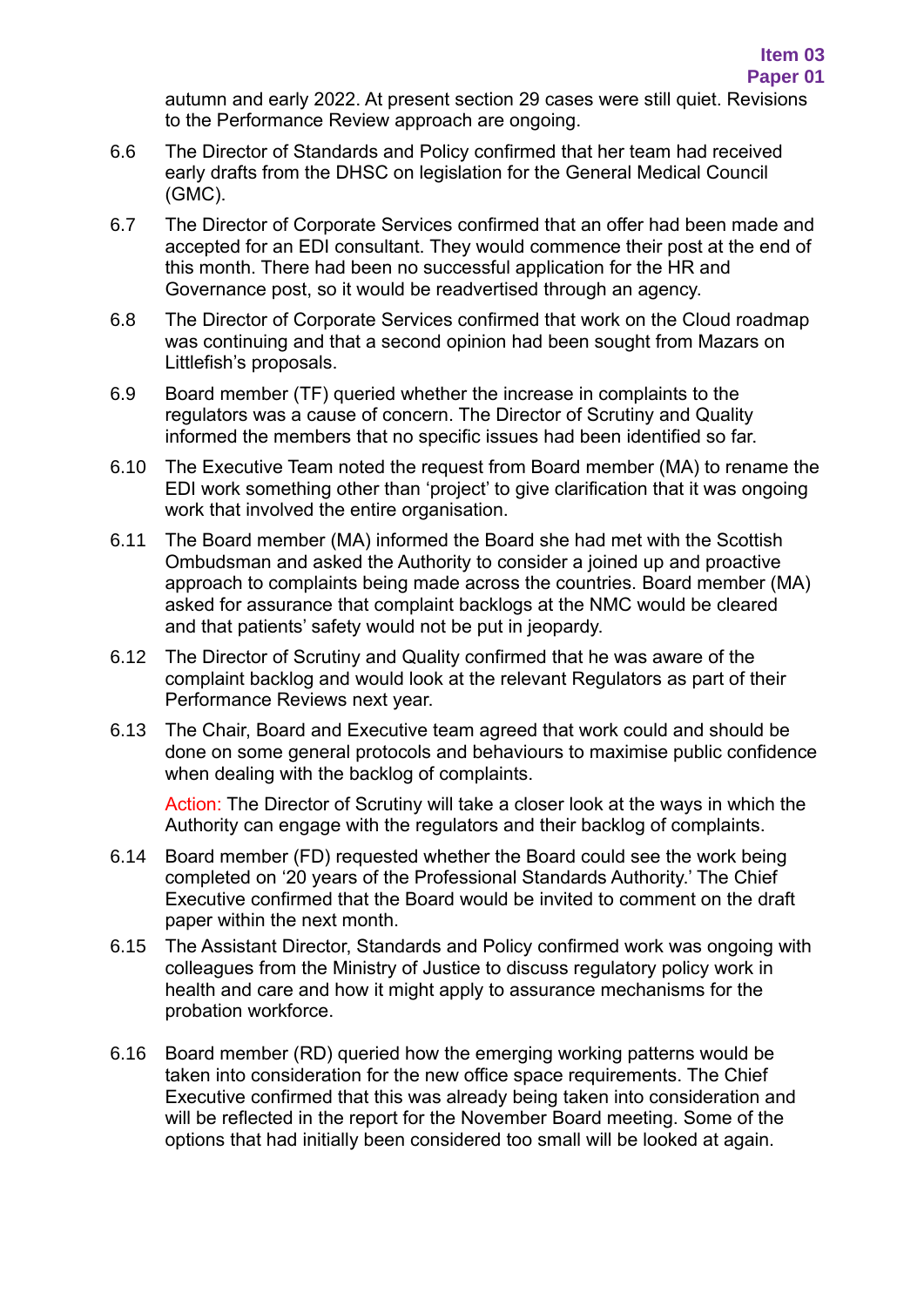autumn and early 2022. At present section 29 cases were still quiet. Revisions to the Performance Review approach are ongoing.

6.6 The Director of Standards and Policy confirmed that her team had received early drafts from the DHSC on legislation for the General Medical Council (GMC).

6.7 The Director of Corporate Services confirmed that an offer had been made and accepted for an EDI consultant. They would commence their post at the end of this month. There had been no successful application for the HR and Governance post, so it would be readvertised through an agency.

6.8 The Director of Corporate Services confirmed that work on the Cloud roadmap was continuing and that a second opinion had been sought from Mazars on Littlefish's proposals.

6.9 Board member (TF) queried whether the increase in complaints to the regulators was a cause of concern. The Director of Scrutiny and Quality informed the members that no specific issues had been identified so far.

6.10 The Executive Team noted the request from Board member (MA) to rename the EDI work something other than 'project' to give clarification that it was ongoing work that involved the entire organisation.

6.11 The Board member (MA) informed the Board she had met with the Scottish Ombudsman and asked the Authority to consider a joined up and proactive approach to complaints being made across the countries. Board member (MA) asked for assurance that complaint backlogs at the NMC would be cleared and that patients' safety would not be put in jeopardy.

6.12 The Director of Scrutiny and Quality confirmed that he was aware of the complaint backlog and would look at the relevant Regulators as part of their Performance Reviews next year.

6.13 The Chair, Board and Executive team agreed that work could and should be done on some general protocols and behaviours to maximise public confidence when dealing with the backlog of complaints.

Action: The Director of Scrutiny will take a closer look at the ways in which the Authority can engage with the regulators and their backlog of complaints.

6.14 Board member (FD) requested whether the Board could see the work being completed on '20 years of the Professional Standards Authority.' The Chief Executive confirmed that the Board would be invited to comment on the draft paper within the next month.

6.15 The Assistant Director, Standards and Policy confirmed work was ongoing with colleagues from the Ministry of Justice to discuss regulatory policy work in health and care and how it might apply to assurance mechanisms for the probation workforce.

6.16 Board member (RD) queried how the emerging working patterns would be taken into consideration for the new office space requirements. The Chief Executive confirmed that this was already being taken into consideration and will be reflected in the report for the November Board meeting. Some of the options that had initially been considered too small will be looked at again.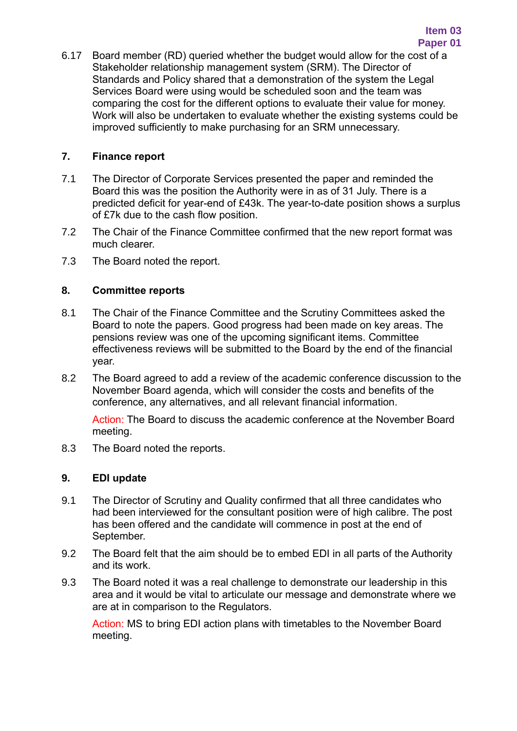6.17 Board member (RD) queried whether the budget would allow for the cost of a Stakeholder relationship management system (SRM). The Director of Standards and Policy shared that a demonstration of the system the Legal Services Board were using would be scheduled soon and the team was comparing the cost for the different options to evaluate their value for money. Work will also be undertaken to evaluate whether the existing systems could be improved sufficiently to make purchasing for an SRM unnecessary.

## 7. Finance report

7.1 The Director of Corporate Services presented the paper and reminded the Board this was the position the Authority were in as of 31 July. There is a predicted deficit for year-end of £43k. The year-to-date position shows a surplus of £7k due to the cash flow position.

7.2 The Chair of the Finance Committee confirmed that the new report format was much clearer.

7.3 The Board noted the report.

## 8. Committee reports

8.1 The Chair of the Finance Committee and the Scrutiny Committees asked the Board to note the papers. Good progress had been made on key areas. The pensions review was one of the upcoming significant items. Committee effectiveness reviews will be submitted to the Board by the end of the financial year.

8.2 The Board agreed to add a review of the academic conference discussion to the November Board agenda, which will consider the costs and benefits of the conference, any alternatives, and all relevant financial information.

Action: The Board to discuss the academic conference at the November Board meeting.

8.3 The Board noted the reports.

## 9. EDI update

9.1 The Director of Scrutiny and Quality confirmed that all three candidates who had been interviewed for the consultant position were of high calibre. The post has been offered and the candidate will commence in post at the end of September.

9.2 The Board felt that the aim should be to embed EDI in all parts of the Authority and its work.

9.3 The Board noted it was a real challenge to demonstrate our leadership in this area and it would be vital to articulate our message and demonstrate where we are at in comparison to the Regulators.

Action: MS to bring EDI action plans with timetables to the November Board meeting.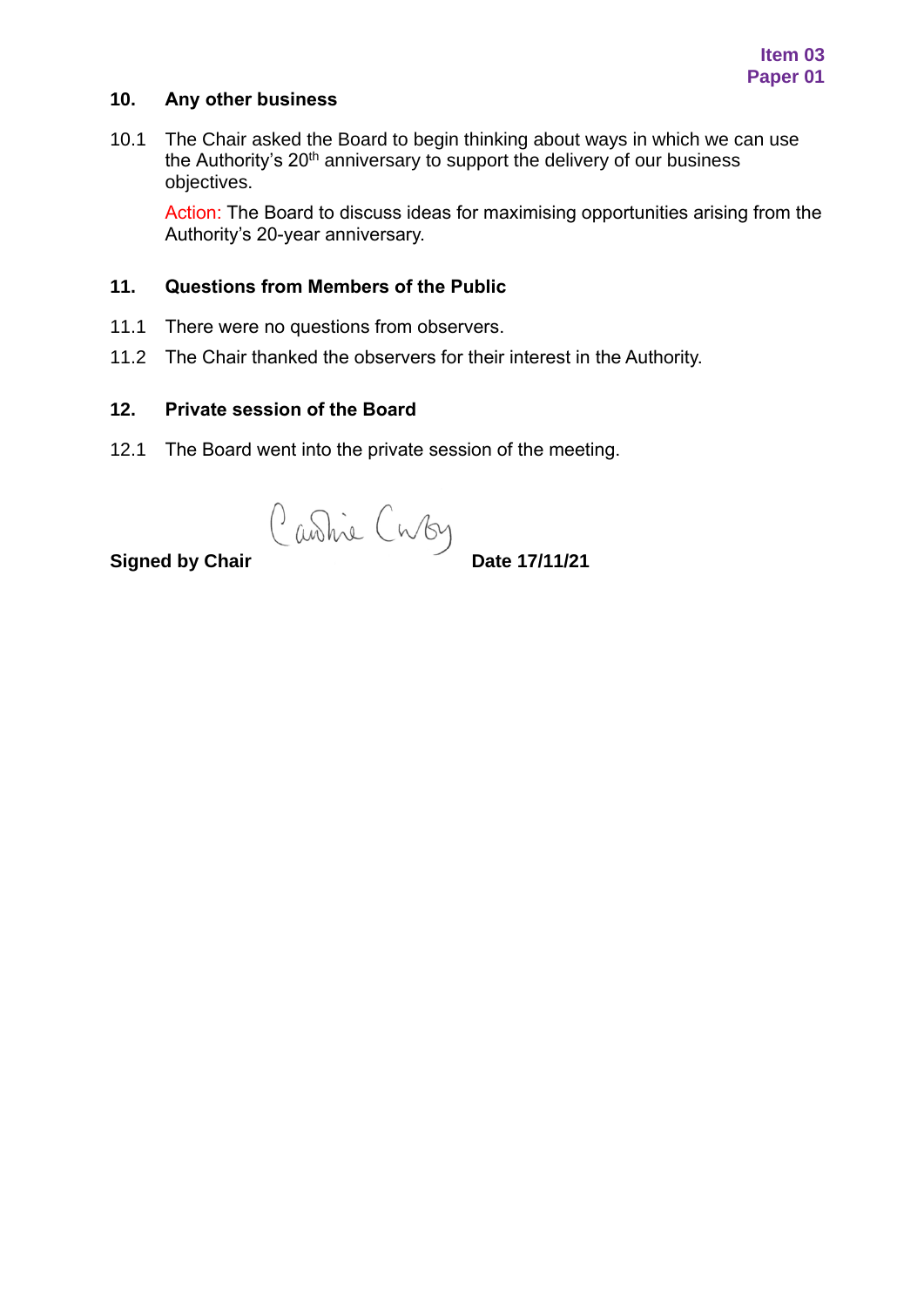Item 03
Paper 01

## 10. Any other business

10.1 The Chair asked the Board to begin thinking about ways in which we can use the Authority's 20th anniversary to support the delivery of our business objectives.

Action: The Board to discuss ideas for maximising opportunities arising from the Authority's 20-year anniversary.

## 11. Questions from Members of the Public

11.1 There were no questions from observers.

11.2 The Chair thanked the observers for their interest in the Authority.

## 12. Private session of the Board

12.1 The Board went into the private session of the meeting.

**Signed by Chair** Caroline Corby **Date 17/11/21**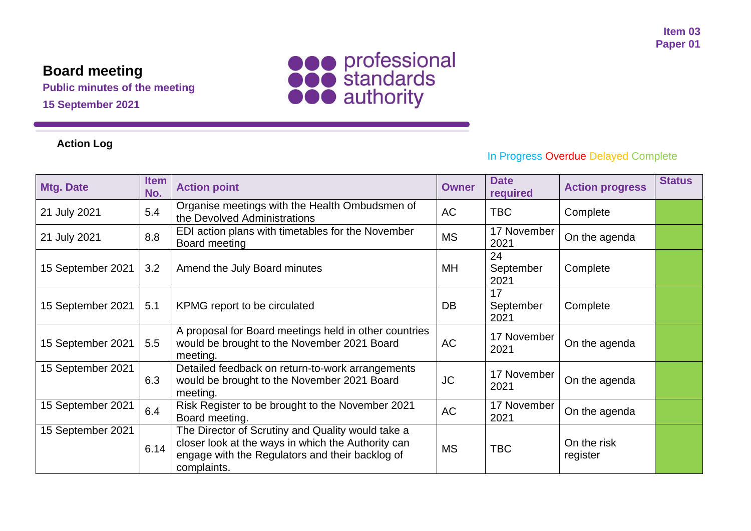Item 03
Paper 01

# Board meeting

**Public minutes of the meeting**

**15 September 2021**

**Action Log**

In Progress Overdue Delayed Complete

| Mtg. Date | Item No. | Action point | Owner | Date required | Action progress | Status |
|---|---|---|---|---|---|---|
| 21 July 2021 | 5.4 | Organise meetings with the Health Ombudsmen of the Devolved Administrations | AC | TBC | Complete | |
| 21 July 2021 | 8.8 | EDI action plans with timetables for the November Board meeting | MS | 17 November 2021 | On the agenda | |
| 15 September 2021 | 3.2 | Amend the July Board minutes | MH | 24 September 2021 | Complete | |
| 15 September 2021 | 5.1 | KPMG report to be circulated | DB | 17 September 2021 | Complete | |
| 15 September 2021 | 5.5 | A proposal for Board meetings held in other countries would be brought to the November 2021 Board meeting. | AC | 17 November 2021 | On the agenda | |
| 15 September 2021 | 6.3 | Detailed feedback on return-to-work arrangements would be brought to the November 2021 Board meeting. | JC | 17 November 2021 | On the agenda | |
| 15 September 2021 | 6.4 | Risk Register to be brought to the November 2021 Board meeting. | AC | 17 November 2021 | On the agenda | |
| 15 September 2021 | 6.14 | The Director of Scrutiny and Quality would take a closer look at the ways in which the Authority can engage with the Regulators and their backlog of complaints. | MS | TBC | On the risk register | |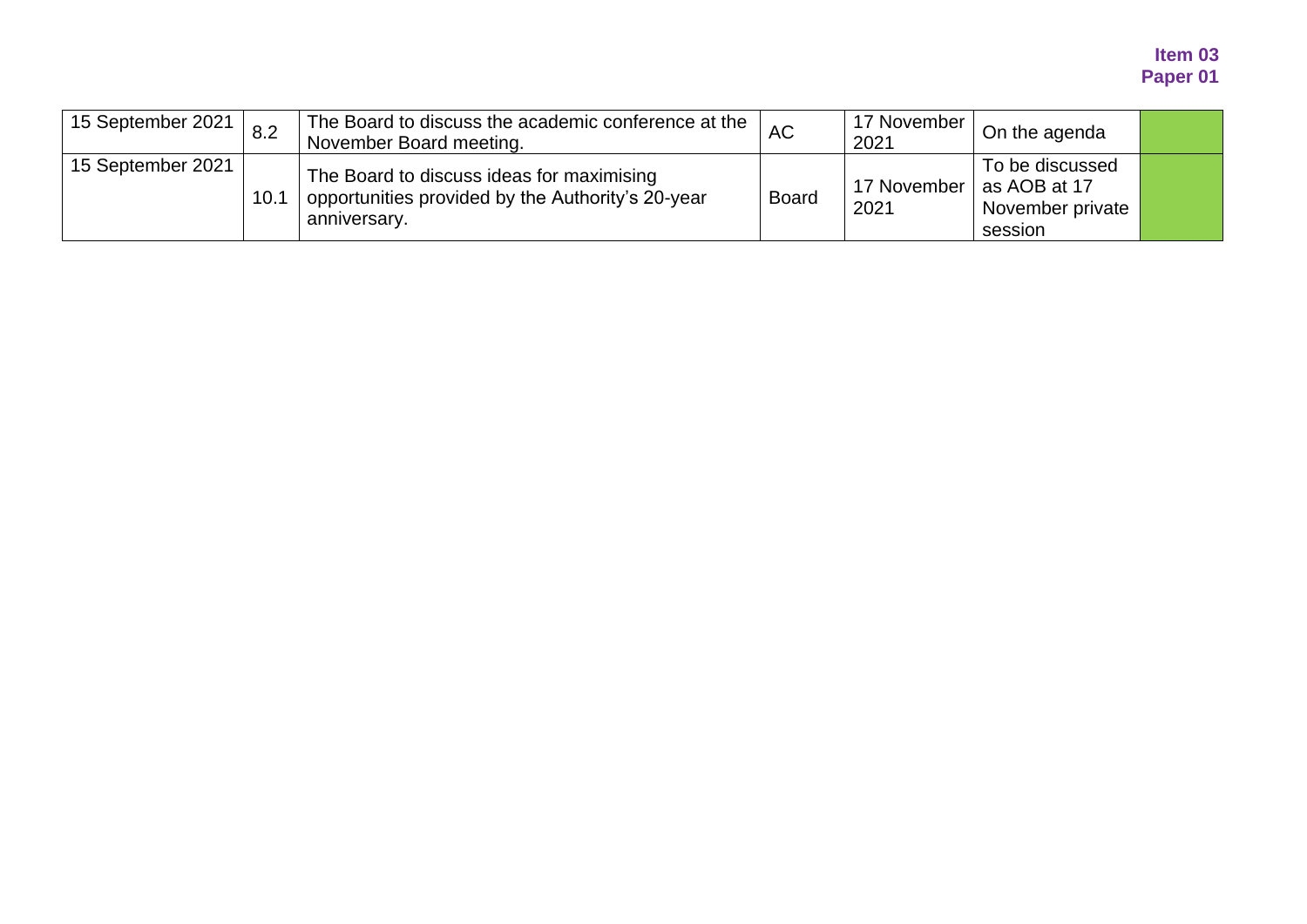**Item 03**
**Paper 01**

| | | | | | | |
|---|---|---|---|---|---|---|
| 15 September 2021 | 8.2 | The Board to discuss the academic conference at the November Board meeting. | AC | 17 November 2021 | On the agenda | |
| 15 September 2021 | 10.1 | The Board to discuss ideas for maximising opportunities provided by the Authority's 20-year anniversary. | Board | 17 November 2021 | To be discussed as AOB at 17 November private session | |